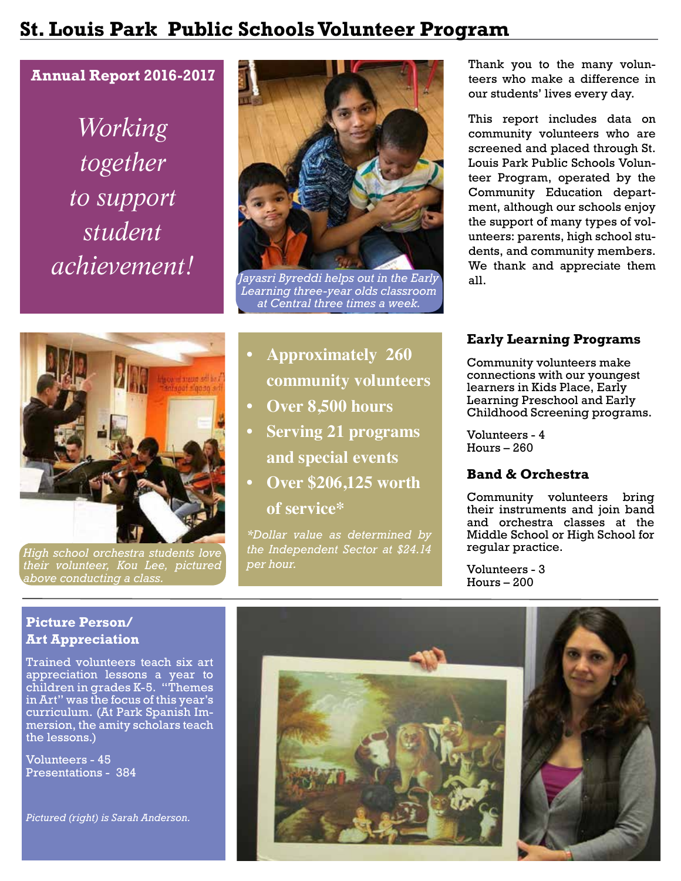# St. Louis Park Public Schools Volunteer Program

**Annual Report 2016-2017**

*Working together to support student achievement!*

*Jayasri Byreddi helps out in the Early Learning three-year olds classroom at Central three times a week.*

Thank you to the many volunteers who make a difference in our students' lives every day.

This report includes data on community volunteers who are screened and placed through St. Louis Park Public Schools Volunteer Program, operated by the Community Education department, although our schools enjoy the support of many types of volunteers: parents, high school students, and community members. We thank and appreciate them all.

*High school orchestra students love their volunteer, Kou Lee, pictured above conducting a class.*

- **Approximately 260 community volunteers**
- **Over 8,500 hours**
- **Serving 21 programs and special events**
- **Over $206,125 worth of service***

*\*Dollar value as determined by the Independent Sector at $24.14 per hour.*

## Early Learning Programs

Community volunteers make connections with our youngest learners in Kids Place, Early Learning Preschool and Early Childhood Screening programs.

Volunteers - 4
Hours – 260

## Band & Orchestra

Community volunteers bring their instruments and join band and orchestra classes at the Middle School or High School for regular practice.

Volunteers - 3
Hours – 200

## Picture Person/ Art Appreciation

Trained volunteers teach six art appreciation lessons a year to children in grades K-5. "Themes in Art" was the focus of this year's curriculum. (At Park Spanish Immersion, the amity scholars teach the lessons.)

Volunteers - 45
Presentations - 384

*Pictured (right) is Sarah Anderson.*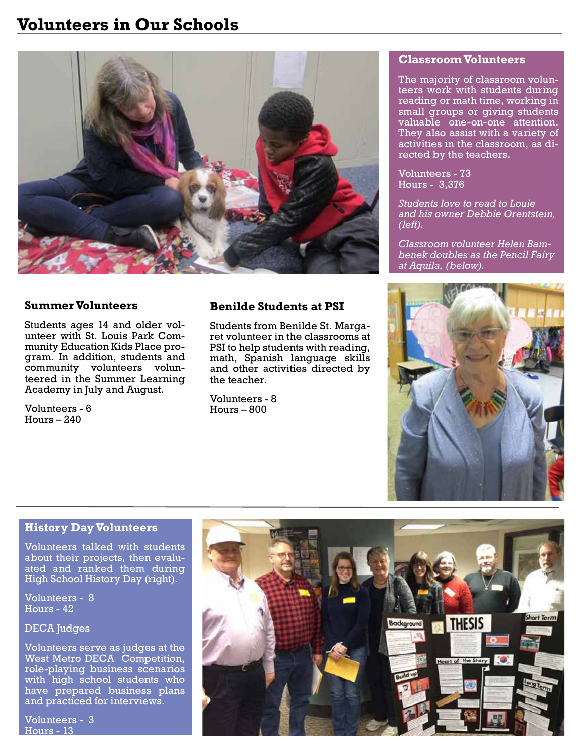# Volunteers in Our Schools

## Classroom Volunteers

The majority of classroom volunteers work with students during reading or math time, working in small groups or giving students valuable one-on-one attention. They also assist with a variety of activities in the classroom, as directed by the teachers.

Volunteers - 73
Hours - 3,376

*Students love to read to Louie and his owner Debbie Orentstein, (left).*

*Classroom volunteer Helen Bambenek doubles as the Pencil Fairy at Aquila, (below).*

## Summer Volunteers

Students ages 14 and older volunteer with St. Louis Park Community Education Kids Place program. In addition, students and community volunteers volunteered in the Summer Learning Academy in July and August.

Volunteers - 6
Hours – 240

## Benilde Students at PSI

Students from Benilde St. Margaret volunteer in the classrooms at PSI to help students with reading, math, Spanish language skills and other activities directed by the teacher.

Volunteers - 8
Hours – 800

## History Day Volunteers

Volunteers talked with students about their projects, then evaluated and ranked them during High School History Day (right).

Volunteers - 8
Hours - 42

DECA Judges

Volunteers serve as judges at the West Metro DECA Competition, role-playing business scenarios with high school students who have prepared business plans and practiced for interviews.

Volunteers - 3
Hours - 13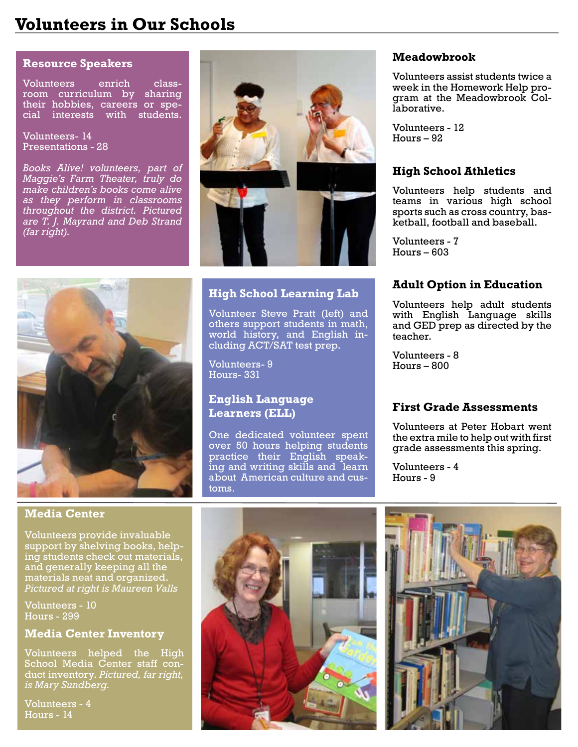# Volunteers in Our Schools

## Resource Speakers

Volunteers enrich classroom curriculum by sharing their hobbies, careers or special interests with students.

Volunteers- 14
Presentations - 28

*Books Alive! volunteers, part of Maggie's Farm Theater, truly do make children's books come alive as they perform in classrooms throughout the district. Pictured are T. J. Mayrand and Deb Strand (far right).*

## High School Learning Lab

Volunteer Steve Pratt (left) and others support students in math, world history, and English including ACT/SAT test prep.

Volunteers- 9
Hours- 331

## English Language Learners (ELL)

One dedicated volunteer spent over 50 hours helping students practice their English speaking and writing skills and learn about American culture and customs.

## Meadowbrook

Volunteers assist students twice a week in the Homework Help program at the Meadowbrook Collaborative.

Volunteers - 12
Hours – 92

## High School Athletics

Volunteers help students and teams in various high school sports such as cross country, basketball, football and baseball.

Volunteers - 7
Hours – 603

## Adult Option in Education

Volunteers help adult students with English Language skills and GED prep as directed by the teacher.

Volunteers - 8
Hours – 800

## First Grade Assessments

Volunteers at Peter Hobart went the extra mile to help out with first grade assessments this spring.

Volunteers - 4
Hours - 9

## Media Center

Volunteers provide invaluable support by shelving books, helping students check out materials, and generally keeping all the materials neat and organized. *Pictured at right is Maureen Valls*

Volunteers - 10
Hours - 299

## Media Center Inventory

Volunteers helped the High School Media Center staff conduct inventory. *Pictured, far right, is Mary Sundberg.*

Volunteers - 4
Hours - 14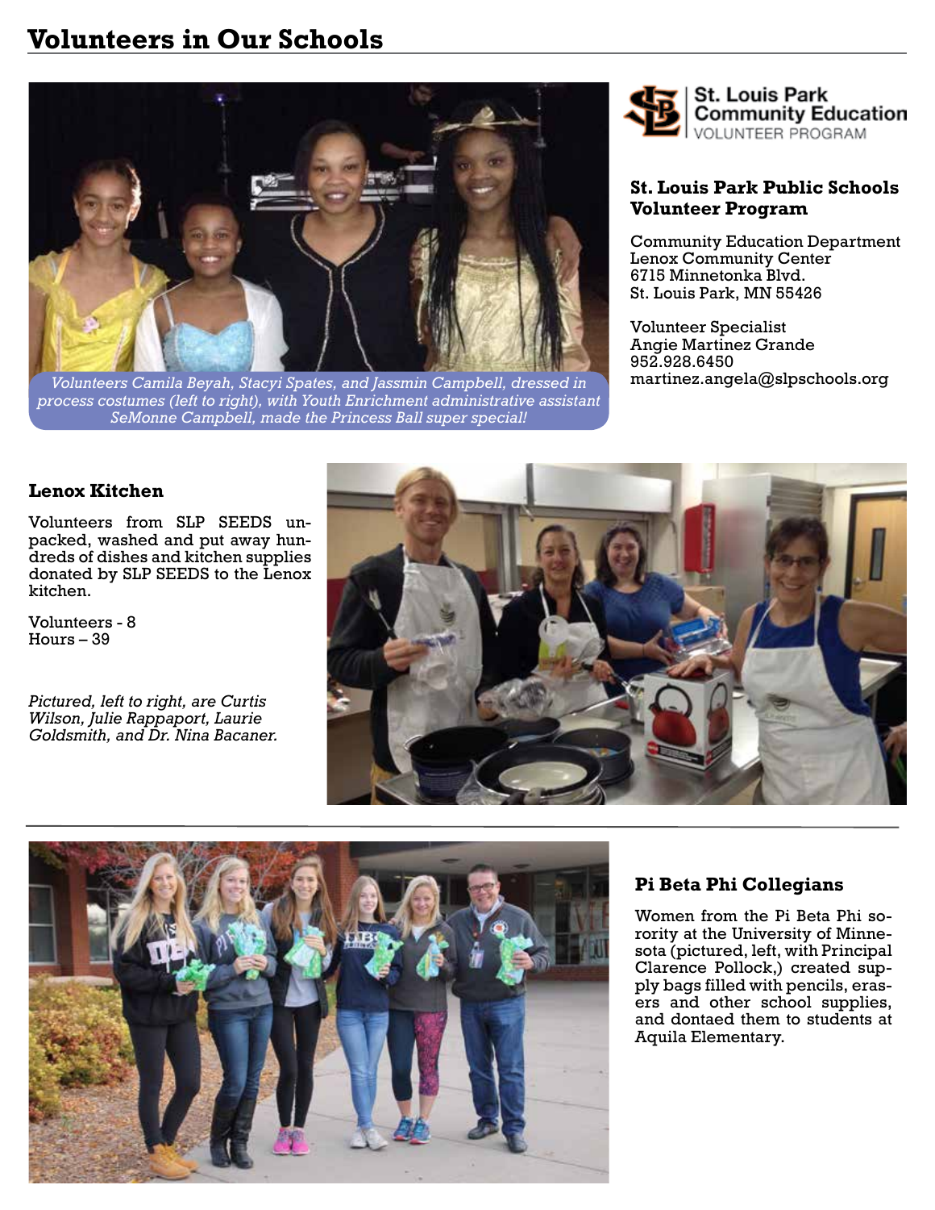# Volunteers in Our Schools

*Volunteers Camila Beyah, Stacyi Spates, and Jassmin Campbell, dressed in process costumes (left to right), with Youth Enrichment administrative assistant SeMonne Campbell, made the Princess Ball super special!*

St. Louis Park Community Education VOLUNTEER PROGRAM

### St. Louis Park Public Schools Volunteer Program

Community Education Department
Lenox Community Center
6715 Minnetonka Blvd.
St. Louis Park, MN 55426

Volunteer Specialist
Angie Martinez Grande
952.928.6450
martinez.angela@slpschools.org

### Lenox Kitchen

Volunteers from SLP SEEDS unpacked, washed and put away hundreds of dishes and kitchen supplies donated by SLP SEEDS to the Lenox kitchen.

Volunteers - 8
Hours – 39

*Pictured, left to right, are Curtis Wilson, Julie Rappaport, Laurie Goldsmith, and Dr. Nina Bacaner.*

### Pi Beta Phi Collegians

Women from the Pi Beta Phi sorority at the University of Minnesota (pictured, left, with Principal Clarence Pollock,) created supply bags filled with pencils, erasers and other school supplies, and dontaed them to students at Aquila Elementary.